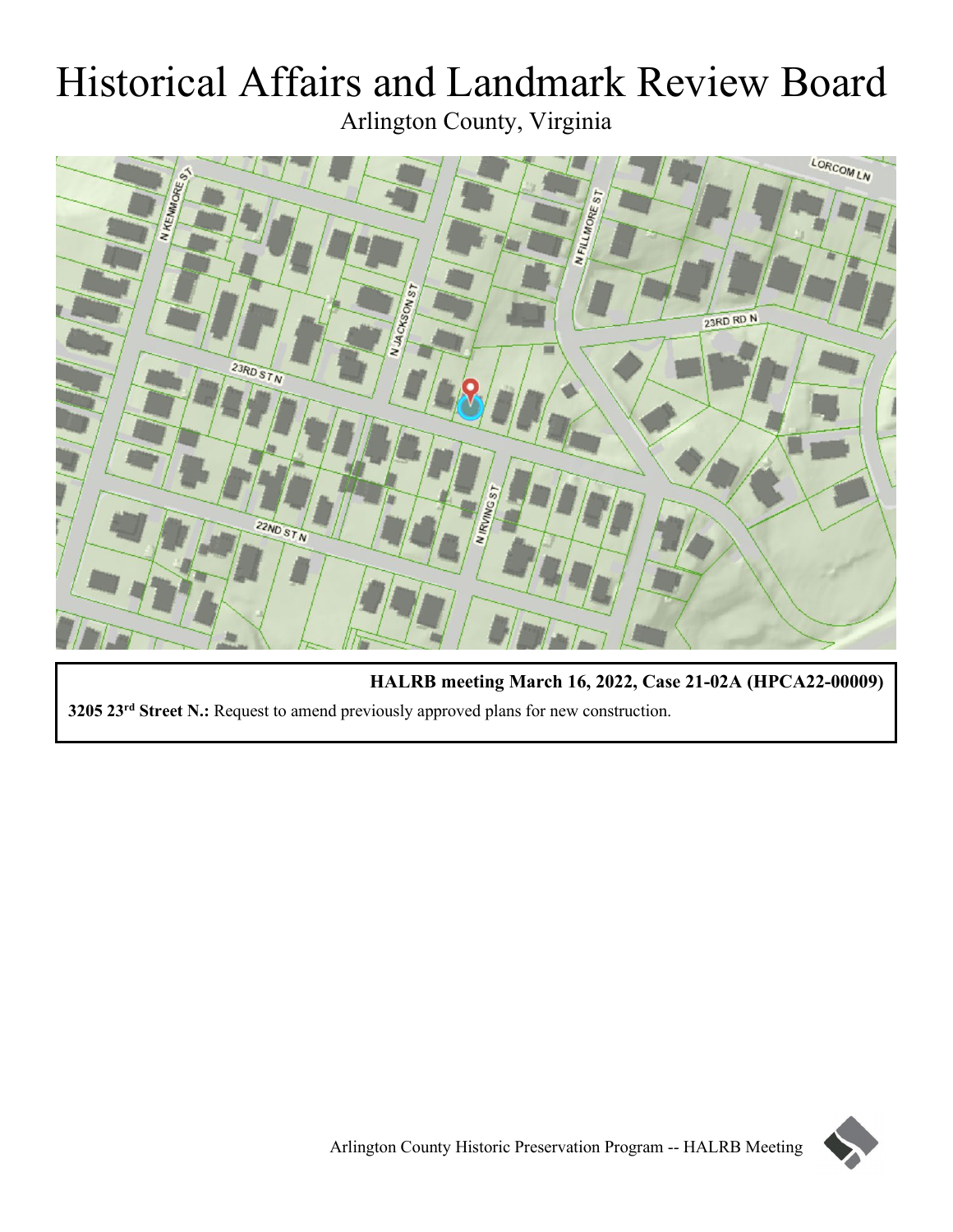# Historical Affairs and Landmark Review Board

Arlington County, Virginia

**HALRB meeting March 16, 2022, Case 21-02A (HPCA22-00009)**

**3205 23rd Street N.:** Request to amend previously approved plans for new construction.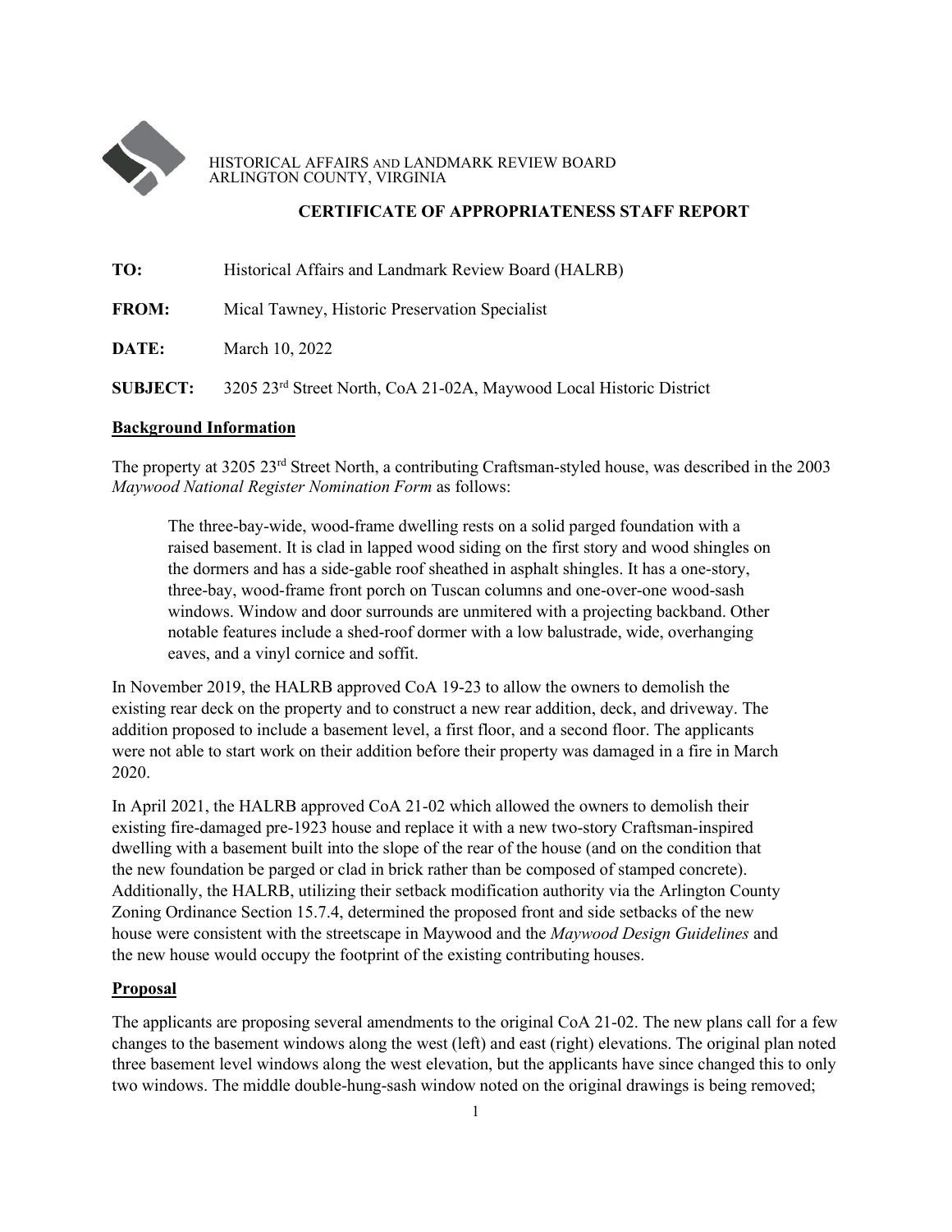HISTORICAL AFFAIRS AND LANDMARK REVIEW BOARD
ARLINGTON COUNTY, VIRGINIA

## CERTIFICATE OF APPROPRIATENESS STAFF REPORT

**TO:** Historical Affairs and Landmark Review Board (HALRB)

**FROM:** Mical Tawney, Historic Preservation Specialist

**DATE:** March 10, 2022

**SUBJECT:** 3205 23rd Street North, CoA 21-02A, Maywood Local Historic District

### Background Information

The property at 3205 23rd Street North, a contributing Craftsman-styled house, was described in the 2003 *Maywood National Register Nomination Form* as follows:

> The three-bay-wide, wood-frame dwelling rests on a solid parged foundation with a raised basement. It is clad in lapped wood siding on the first story and wood shingles on the dormers and has a side-gable roof sheathed in asphalt shingles. It has a one-story, three-bay, wood-frame front porch on Tuscan columns and one-over-one wood-sash windows. Window and door surrounds are unmitered with a projecting backband. Other notable features include a shed-roof dormer with a low balustrade, wide, overhanging eaves, and a vinyl cornice and soffit.

In November 2019, the HALRB approved CoA 19-23 to allow the owners to demolish the existing rear deck on the property and to construct a new rear addition, deck, and driveway. The addition proposed to include a basement level, a first floor, and a second floor. The applicants were not able to start work on their addition before their property was damaged in a fire in March 2020.

In April 2021, the HALRB approved CoA 21-02 which allowed the owners to demolish their existing fire-damaged pre-1923 house and replace it with a new two-story Craftsman-inspired dwelling with a basement built into the slope of the rear of the house (and on the condition that the new foundation be parged or clad in brick rather than be composed of stamped concrete). Additionally, the HALRB, utilizing their setback modification authority via the Arlington County Zoning Ordinance Section 15.7.4, determined the proposed front and side setbacks of the new house were consistent with the streetscape in Maywood and the *Maywood Design Guidelines* and the new house would occupy the footprint of the existing contributing houses.

### Proposal

The applicants are proposing several amendments to the original CoA 21-02. The new plans call for a few changes to the basement windows along the west (left) and east (right) elevations. The original plan noted three basement level windows along the west elevation, but the applicants have since changed this to only two windows. The middle double-hung-sash window noted on the original drawings is being removed;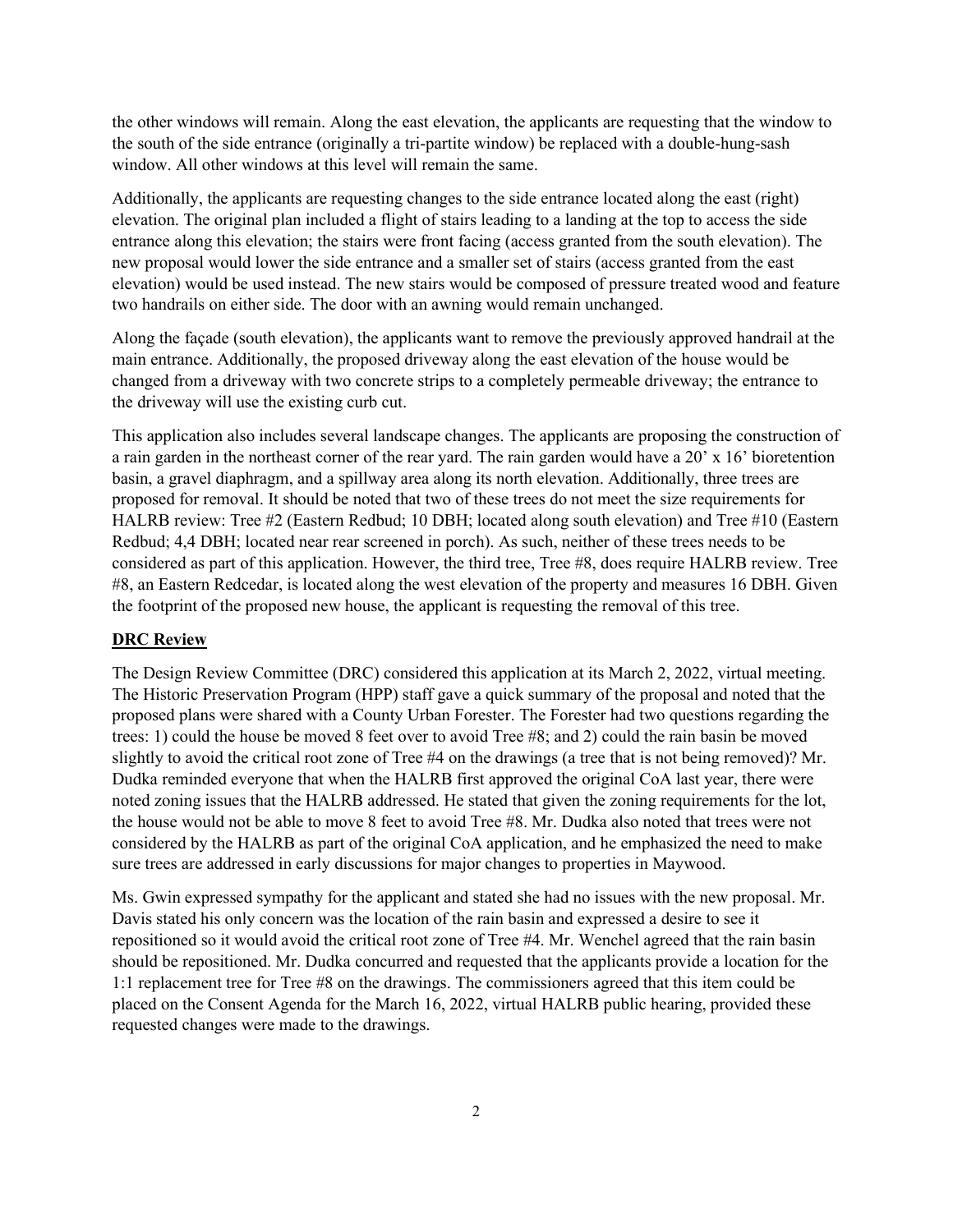the other windows will remain. Along the east elevation, the applicants are requesting that the window to the south of the side entrance (originally a tri-partite window) be replaced with a double-hung-sash window. All other windows at this level will remain the same.

Additionally, the applicants are requesting changes to the side entrance located along the east (right) elevation. The original plan included a flight of stairs leading to a landing at the top to access the side entrance along this elevation; the stairs were front facing (access granted from the south elevation). The new proposal would lower the side entrance and a smaller set of stairs (access granted from the east elevation) would be used instead. The new stairs would be composed of pressure treated wood and feature two handrails on either side. The door with an awning would remain unchanged.

Along the façade (south elevation), the applicants want to remove the previously approved handrail at the main entrance. Additionally, the proposed driveway along the east elevation of the house would be changed from a driveway with two concrete strips to a completely permeable driveway; the entrance to the driveway will use the existing curb cut.

This application also includes several landscape changes. The applicants are proposing the construction of a rain garden in the northeast corner of the rear yard. The rain garden would have a 20' x 16' bioretention basin, a gravel diaphragm, and a spillway area along its north elevation. Additionally, three trees are proposed for removal. It should be noted that two of these trees do not meet the size requirements for HALRB review: Tree #2 (Eastern Redbud; 10 DBH; located along south elevation) and Tree #10 (Eastern Redbud; 4,4 DBH; located near rear screened in porch). As such, neither of these trees needs to be considered as part of this application. However, the third tree, Tree #8, does require HALRB review. Tree #8, an Eastern Redcedar, is located along the west elevation of the property and measures 16 DBH. Given the footprint of the proposed new house, the applicant is requesting the removal of this tree.

## DRC Review

The Design Review Committee (DRC) considered this application at its March 2, 2022, virtual meeting. The Historic Preservation Program (HPP) staff gave a quick summary of the proposal and noted that the proposed plans were shared with a County Urban Forester. The Forester had two questions regarding the trees: 1) could the house be moved 8 feet over to avoid Tree #8; and 2) could the rain basin be moved slightly to avoid the critical root zone of Tree #4 on the drawings (a tree that is not being removed)? Mr. Dudka reminded everyone that when the HALRB first approved the original CoA last year, there were noted zoning issues that the HALRB addressed. He stated that given the zoning requirements for the lot, the house would not be able to move 8 feet to avoid Tree #8. Mr. Dudka also noted that trees were not considered by the HALRB as part of the original CoA application, and he emphasized the need to make sure trees are addressed in early discussions for major changes to properties in Maywood.

Ms. Gwin expressed sympathy for the applicant and stated she had no issues with the new proposal. Mr. Davis stated his only concern was the location of the rain basin and expressed a desire to see it repositioned so it would avoid the critical root zone of Tree #4. Mr. Wenchel agreed that the rain basin should be repositioned. Mr. Dudka concurred and requested that the applicants provide a location for the 1:1 replacement tree for Tree #8 on the drawings. The commissioners agreed that this item could be placed on the Consent Agenda for the March 16, 2022, virtual HALRB public hearing, provided these requested changes were made to the drawings.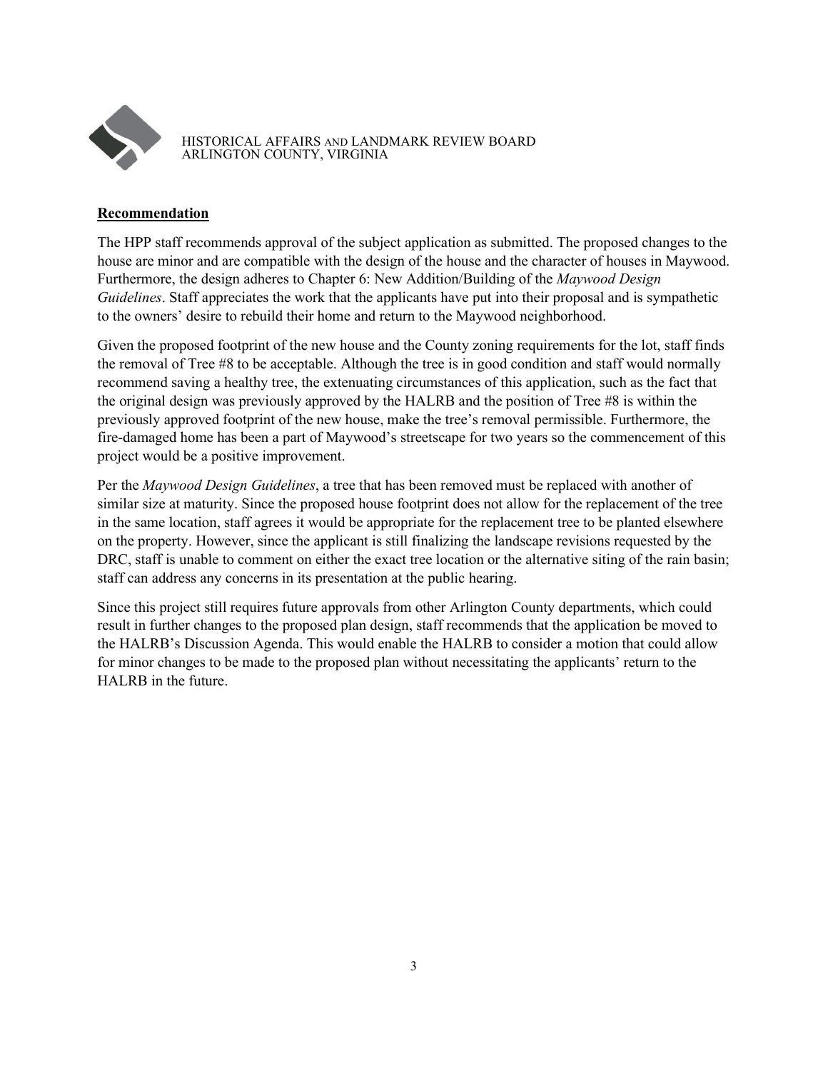HISTORICAL AFFAIRS AND LANDMARK REVIEW BOARD
ARLINGTON COUNTY, VIRGINIA

## Recommendation

The HPP staff recommends approval of the subject application as submitted. The proposed changes to the house are minor and are compatible with the design of the house and the character of houses in Maywood. Furthermore, the design adheres to Chapter 6: New Addition/Building of the *Maywood Design Guidelines*. Staff appreciates the work that the applicants have put into their proposal and is sympathetic to the owners' desire to rebuild their home and return to the Maywood neighborhood.

Given the proposed footprint of the new house and the County zoning requirements for the lot, staff finds the removal of Tree #8 to be acceptable. Although the tree is in good condition and staff would normally recommend saving a healthy tree, the extenuating circumstances of this application, such as the fact that the original design was previously approved by the HALRB and the position of Tree #8 is within the previously approved footprint of the new house, make the tree's removal permissible. Furthermore, the fire-damaged home has been a part of Maywood's streetscape for two years so the commencement of this project would be a positive improvement.

Per the *Maywood Design Guidelines*, a tree that has been removed must be replaced with another of similar size at maturity. Since the proposed house footprint does not allow for the replacement of the tree in the same location, staff agrees it would be appropriate for the replacement tree to be planted elsewhere on the property. However, since the applicant is still finalizing the landscape revisions requested by the DRC, staff is unable to comment on either the exact tree location or the alternative siting of the rain basin; staff can address any concerns in its presentation at the public hearing.

Since this project still requires future approvals from other Arlington County departments, which could result in further changes to the proposed plan design, staff recommends that the application be moved to the HALRB's Discussion Agenda. This would enable the HALRB to consider a motion that could allow for minor changes to be made to the proposed plan without necessitating the applicants' return to the HALRB in the future.